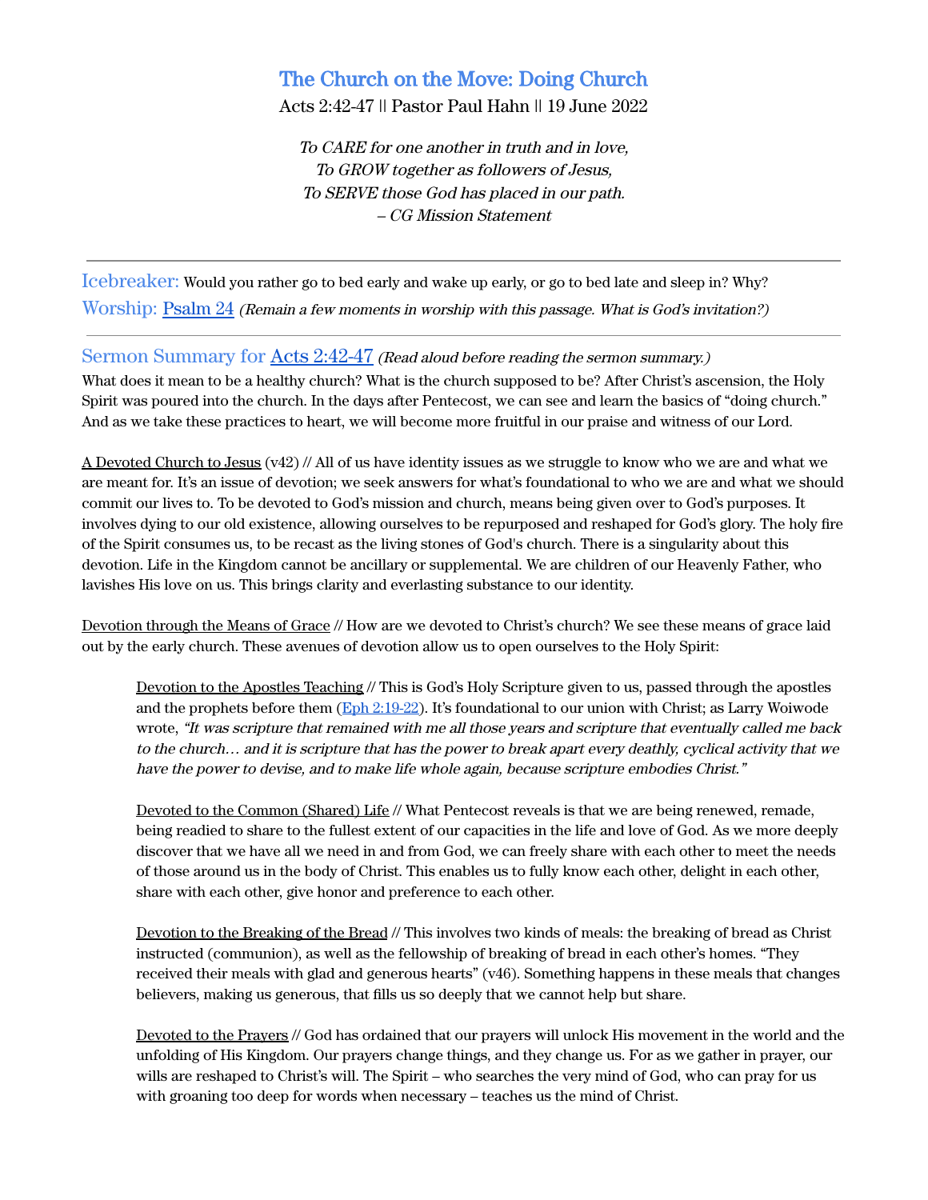# The Church on the Move: Doing Church

Acts 2:42-47 || Pastor Paul Hahn || 19 June 2022

*To CARE for one another in truth and in love,*
*To GROW together as followers of Jesus,*
*To SERVE those God has placed in our path.*
*– CG Mission Statement*

---

**Icebreaker:** Would you rather go to bed early and wake up early, or go to bed late and sleep in? Why?

**Worship:** Psalm 24 *(Remain a few moments in worship with this passage. What is God's invitation?)*

---

## Sermon Summary for Acts 2:42-47 *(Read aloud before reading the sermon summary.)*

What does it mean to be a healthy church? What is the church supposed to be? After Christ's ascension, the Holy Spirit was poured into the church. In the days after Pentecost, we can see and learn the basics of "doing church." And as we take these practices to heart, we will become more fruitful in our praise and witness of our Lord.

A Devoted Church to Jesus (v42) // All of us have identity issues as we struggle to know who we are and what we are meant for. It's an issue of devotion; we seek answers for what's foundational to who we are and what we should commit our lives to. To be devoted to God's mission and church, means being given over to God's purposes. It involves dying to our old existence, allowing ourselves to be repurposed and reshaped for God's glory. The holy fire of the Spirit consumes us, to be recast as the living stones of God's church. There is a singularity about this devotion. Life in the Kingdom cannot be ancillary or supplemental. We are children of our Heavenly Father, who lavishes His love on us. This brings clarity and everlasting substance to our identity.

Devotion through the Means of Grace // How are we devoted to Christ's church? We see these means of grace laid out by the early church. These avenues of devotion allow us to open ourselves to the Holy Spirit:

> Devotion to the Apostles Teaching // This is God's Holy Scripture given to us, passed through the apostles and the prophets before them (Eph 2:19-22). It's foundational to our union with Christ; as Larry Woiwode wrote, *"It was scripture that remained with me all those years and scripture that eventually called me back to the church… and it is scripture that has the power to break apart every deathly, cyclical activity that we have the power to devise, and to make life whole again, because scripture embodies Christ."*
>
> Devoted to the Common (Shared) Life // What Pentecost reveals is that we are being renewed, remade, being readied to share to the fullest extent of our capacities in the life and love of God. As we more deeply discover that we have all we need in and from God, we can freely share with each other to meet the needs of those around us in the body of Christ. This enables us to fully know each other, delight in each other, share with each other, give honor and preference to each other.
>
> Devotion to the Breaking of the Bread // This involves two kinds of meals: the breaking of bread as Christ instructed (communion), as well as the fellowship of breaking of bread in each other's homes. "They received their meals with glad and generous hearts" (v46). Something happens in these meals that changes believers, making us generous, that fills us so deeply that we cannot help but share.
>
> Devoted to the Prayers // God has ordained that our prayers will unlock His movement in the world and the unfolding of His Kingdom. Our prayers change things, and they change us. For as we gather in prayer, our wills are reshaped to Christ's will. The Spirit – who searches the very mind of God, who can pray for us with groaning too deep for words when necessary – teaches us the mind of Christ.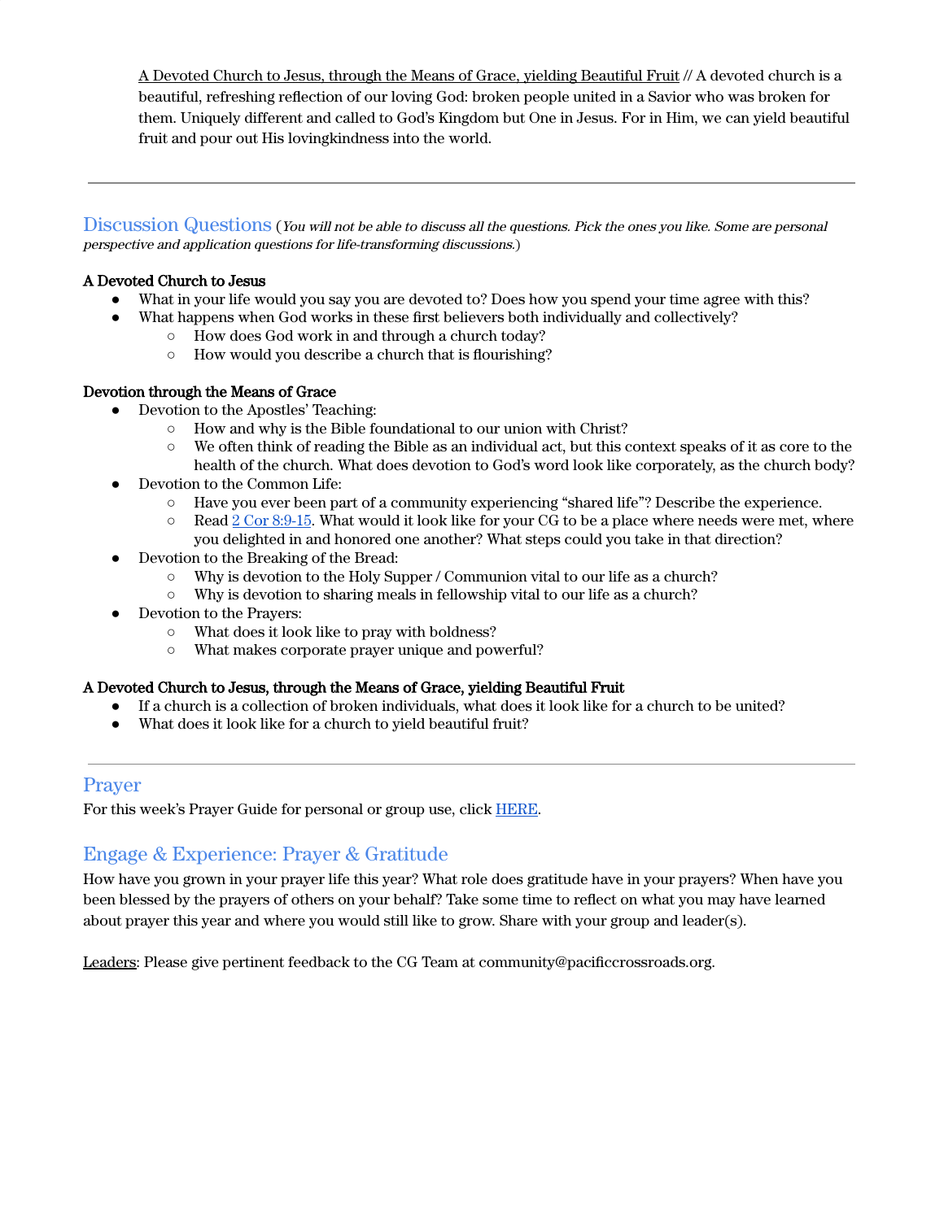A Devoted Church to Jesus, through the Means of Grace, yielding Beautiful Fruit // A devoted church is a beautiful, refreshing reflection of our loving God: broken people united in a Savior who was broken for them. Uniquely different and called to God's Kingdom but One in Jesus. For in Him, we can yield beautiful fruit and pour out His lovingkindness into the world.

---

## Discussion Questions

(*You will not be able to discuss all the questions. Pick the ones you like. Some are personal perspective and application questions for life-transforming discussions.*)

**A Devoted Church to Jesus**

- What in your life would you say you are devoted to? Does how you spend your time agree with this?
- What happens when God works in these first believers both individually and collectively?
  - How does God work in and through a church today?
  - How would you describe a church that is flourishing?

**Devotion through the Means of Grace**

- Devotion to the Apostles' Teaching:
  - How and why is the Bible foundational to our union with Christ?
  - We often think of reading the Bible as an individual act, but this context speaks of it as core to the health of the church. What does devotion to God's word look like corporately, as the church body?
- Devotion to the Common Life:
  - Have you ever been part of a community experiencing "shared life"? Describe the experience.
  - Read 2 Cor 8:9-15. What would it look like for your CG to be a place where needs were met, where you delighted in and honored one another? What steps could you take in that direction?
- Devotion to the Breaking of the Bread:
  - Why is devotion to the Holy Supper / Communion vital to our life as a church?
  - Why is devotion to sharing meals in fellowship vital to our life as a church?
- Devotion to the Prayers:
  - What does it look like to pray with boldness?
  - What makes corporate prayer unique and powerful?

**A Devoted Church to Jesus, through the Means of Grace, yielding Beautiful Fruit**

- If a church is a collection of broken individuals, what does it look like for a church to be united?
- What does it look like for a church to yield beautiful fruit?

---

## Prayer

For this week's Prayer Guide for personal or group use, click HERE.

## Engage & Experience: Prayer & Gratitude

How have you grown in your prayer life this year? What role does gratitude have in your prayers? When have you been blessed by the prayers of others on your behalf? Take some time to reflect on what you may have learned about prayer this year and where you would still like to grow. Share with your group and leader(s).

Leaders: Please give pertinent feedback to the CG Team at community@pacificcrossroads.org.